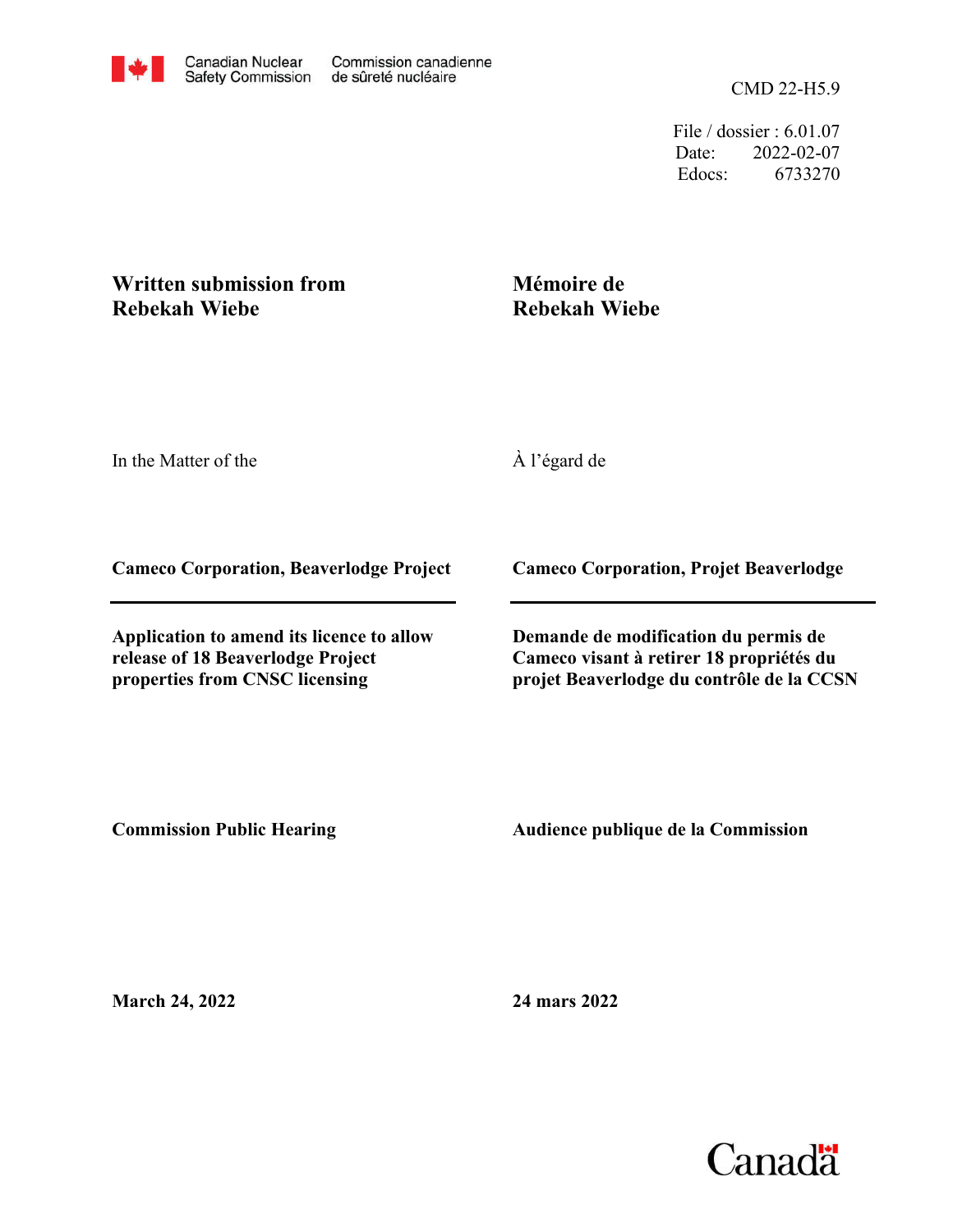Canadian Nuclear Safety Commission / Commission canadienne de sûreté nucléaire

CMD 22-H5.9

File / dossier : 6.01.07
Date: 2022-02-07
Edocs: 6733270

**Written submission from Rebekah Wiebe**

**Mémoire de Rebekah Wiebe**

In the Matter of the

À l'égard de

**Cameco Corporation, Beaverlodge Project**

**Cameco Corporation, Projet Beaverlodge**

**Application to amend its licence to allow release of 18 Beaverlodge Project properties from CNSC licensing**

**Demande de modification du permis de Cameco visant à retirer 18 propriétés du projet Beaverlodge du contrôle de la CCSN**

**Commission Public Hearing**

**Audience publique de la Commission**

**March 24, 2022**

**24 mars 2022**

Canada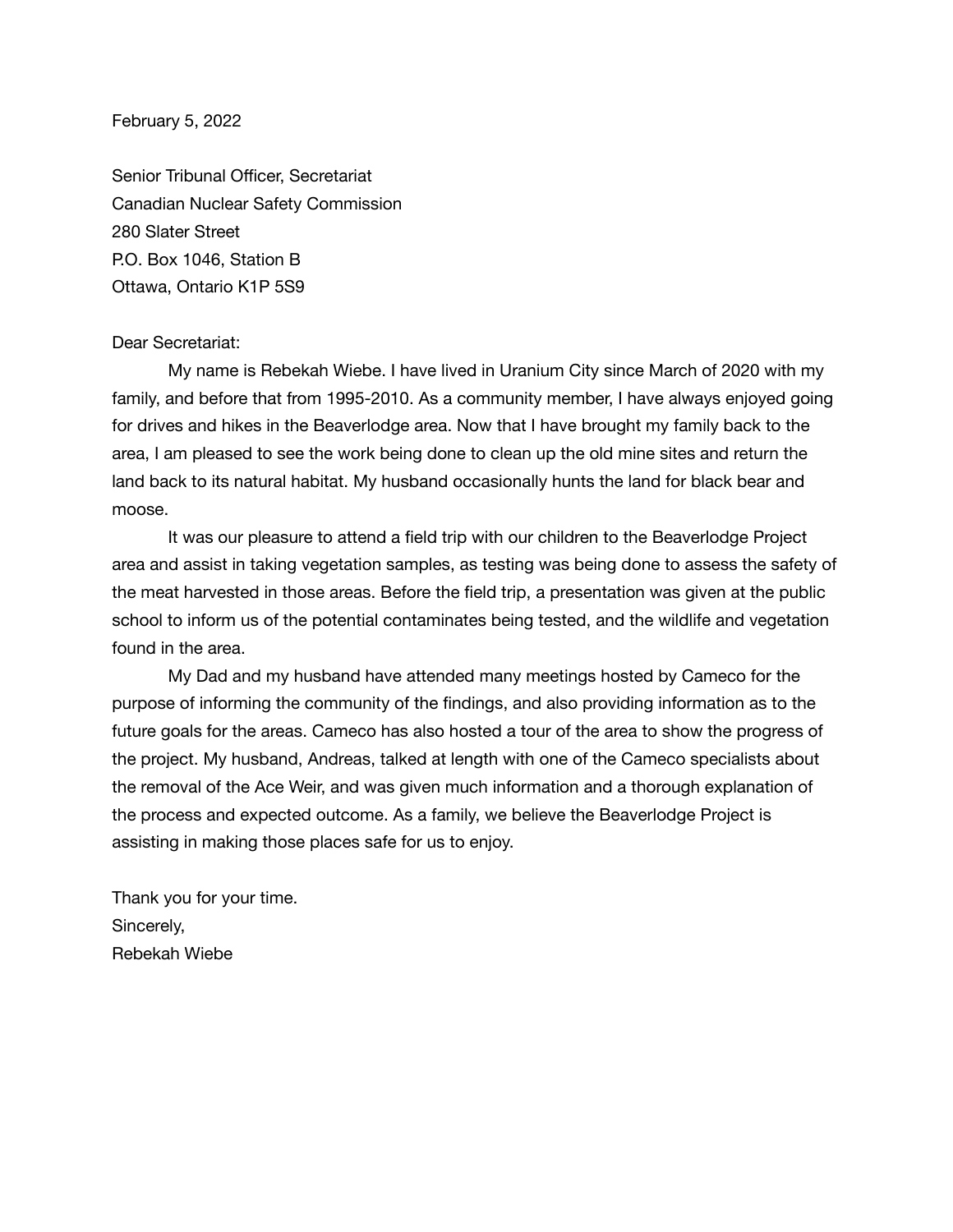February 5, 2022

Senior Tribunal Officer, Secretariat
Canadian Nuclear Safety Commission
280 Slater Street
P.O. Box 1046, Station B
Ottawa, Ontario K1P 5S9

Dear Secretariat:

My name is Rebekah Wiebe. I have lived in Uranium City since March of 2020 with my family, and before that from 1995-2010. As a community member, I have always enjoyed going for drives and hikes in the Beaverlodge area. Now that I have brought my family back to the area, I am pleased to see the work being done to clean up the old mine sites and return the land back to its natural habitat. My husband occasionally hunts the land for black bear and moose.

It was our pleasure to attend a field trip with our children to the Beaverlodge Project area and assist in taking vegetation samples, as testing was being done to assess the safety of the meat harvested in those areas. Before the field trip, a presentation was given at the public school to inform us of the potential contaminates being tested, and the wildlife and vegetation found in the area.

My Dad and my husband have attended many meetings hosted by Cameco for the purpose of informing the community of the findings, and also providing information as to the future goals for the areas. Cameco has also hosted a tour of the area to show the progress of the project. My husband, Andreas, talked at length with one of the Cameco specialists about the removal of the Ace Weir, and was given much information and a thorough explanation of the process and expected outcome. As a family, we believe the Beaverlodge Project is assisting in making those places safe for us to enjoy.

Thank you for your time.
Sincerely,
Rebekah Wiebe